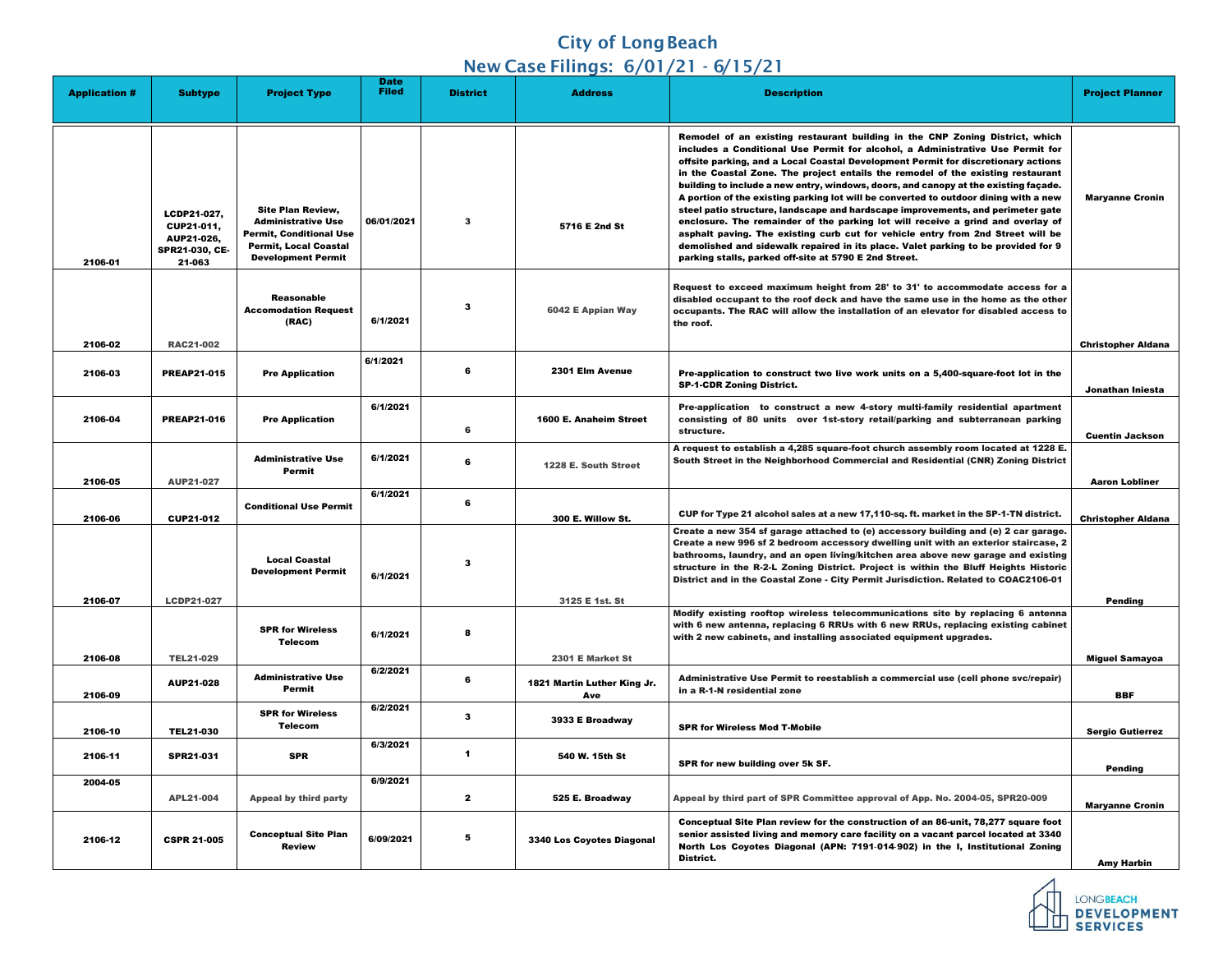# City of Long Beach

## New Case Filings: 6/01/21 - 6/15/21

| Application # | Subtype | Project Type | Date Filed | District | Address | Description | Project Planner |
|---|---|---|---|---|---|---|---|
| 2106-01 | LCDP21-027, CUP21-011, AUP21-026, SPR21-030, CE-21-063 | Site Plan Review, Administrative Use Permit, Conditional Use Permit, Local Coastal Development Permit | 06/01/2021 | 3 | 5716 E 2nd St | Remodel of an existing restaurant building in the CNP Zoning District, which includes a Conditional Use Permit for alcohol, a Administrative Use Permit for offsite parking, and a Local Coastal Development Permit for discretionary actions in the Coastal Zone. The project entails the remodel of the existing restaurant building to include a new entry, windows, doors, and canopy at the existing façade. A portion of the existing parking lot will be converted to outdoor dining with a new steel patio structure, landscape and hardscape improvements, and perimeter gate enclosure. The remainder of the parking lot will receive a grind and overlay of asphalt paving. The existing curb cut for vehicle entry from 2nd Street will be demolished and sidewalk repaired in its place. Valet parking to be provided for 9 parking stalls, parked off-site at 5790 E 2nd Street. | Maryanne Cronin |
| 2106-02 | RAC21-002 | Reasonable Accomodation Request (RAC) | 6/1/2021 | 3 | 6042 E Appian Way | Request to exceed maximum height from 28' to 31' to accommodate access for a disabled occupant to the roof deck and have the same use in the home as the other occupants. The RAC will allow the installation of an elevator for disabled access to the roof. | Christopher Aldana |
| 2106-03 | PREAP21-015 | Pre Application | 6/1/2021 | 6 | 2301 Elm Avenue | Pre-application to construct two live work units on a 5,400-square-foot lot in the SP-1-CDR Zoning District. | Jonathan Iniesta |
| 2106-04 | PREAP21-016 | Pre Application | 6/1/2021 | 6 | 1600 E. Anaheim Street | Pre-application to construct a new 4-story multi-family residential apartment consisting of 80 units over 1st-story retail/parking and subterranean parking structure. | Cuentin Jackson |
| 2106-05 | AUP21-027 | Administrative Use Permit | 6/1/2021 | 6 | 1228 E. South Street | A request to establish a 4,285 square-foot church assembly room located at 1228 E. South Street in the Neighborhood Commercial and Residential (CNR) Zoning District | Aaron Lobliner |
| 2106-06 | CUP21-012 | Conditional Use Permit | 6/1/2021 | 6 | 300 E. Willow St. | CUP for Type 21 alcohol sales at a new 17,110-sq. ft. market in the SP-1-TN district. | Christopher Aldana |
| 2106-07 | LCDP21-027 | Local Coastal Development Permit | 6/1/2021 | 3 | 3125 E 1st. St | Create a new 354 sf garage attached to (e) accessory building and (e) 2 car garage. Create a new 996 sf 2 bedroom accessory dwelling unit with an exterior staircase, 2 bathrooms, laundry, and an open living/kitchen area above new garage and existing structure in the R-2-L Zoning District. Project is within the Bluff Heights Historic District and in the Coastal Zone - City Permit Jurisdiction. Related to COAC2106-01 | Pending |
| 2106-08 | TEL21-029 | SPR for Wireless Telecom | 6/1/2021 | 8 | 2301 E Market St | Modify existing rooftop wireless telecommunications site by replacing 6 antenna with 6 new antenna, replacing 6 RRUs with 6 new RRUs, replacing existing cabinet with 2 new cabinets, and installing associated equipment upgrades. | Miguel Samayoa |
| 2106-09 | AUP21-028 | Administrative Use Permit | 6/2/2021 | 6 | 1821 Martin Luther King Jr. Ave | Administrative Use Permit to reestablish a commercial use (cell phone svc/repair) in a R-1-N residential zone | BBF |
| 2106-10 | TEL21-030 | SPR for Wireless Telecom | 6/2/2021 | 3 | 3933 E Broadway | SPR for Wireless Mod T-Mobile | Sergio Gutierrez |
| 2106-11 | SPR21-031 | SPR | 6/3/2021 | 1 | 540 W. 15th St | SPR for new building over 5k SF. | Pending |
| 2004-05 | APL21-004 | Appeal by third party | 6/9/2021 | 2 | 525 E. Broadway | Appeal by third part of SPR Committee approval of App. No. 2004-05, SPR20-009 | Maryanne Cronin |
| 2106-12 | CSPR 21-005 | Conceptual Site Plan Review | 6/09/2021 | 5 | 3340 Los Coyotes Diagonal | Conceptual Site Plan review for the construction of an 86-unit, 78,277 square foot senior assisted living and memory care facility on a vacant parcel located at 3340 North Los Coyotes Diagonal (APN: 7191-014-902) in the I, Institutional Zoning District. | Amy Harbin |

LONGBEACH DEVELOPMENT SERVICES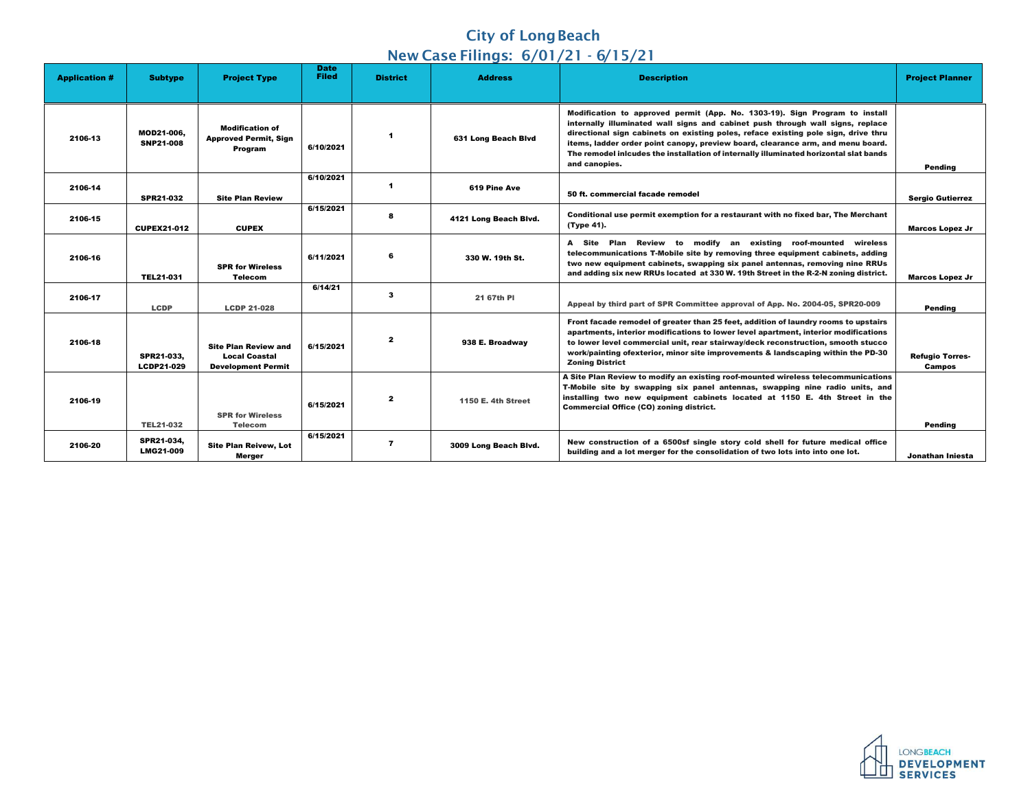# City of Long Beach

## New Case Filings: 6/01/21 - 6/15/21

| Application # | Subtype | Project Type | Date Filed | District | Address | Description | Project Planner |
|---|---|---|---|---|---|---|---|
| 2106-13 | MOD21-006, SNP21-008 | Modification of Approved Permit, Sign Program | 6/10/2021 | 1 | 631 Long Beach Blvd | Modification to approved permit (App. No. 1303-19). Sign Program to install internally illuminated wall signs and cabinet push through wall signs, replace directional sign cabinets on existing poles, reface existing pole sign, drive thru items, ladder order point canopy, preview board, clearance arm, and menu board. The remodel inlcudes the installation of internally illuminated horizontal slat bands and canopies. | Pending |
| 2106-14 | SPR21-032 | Site Plan Review | 6/10/2021 | 1 | 619 Pine Ave | 50 ft. commercial facade remodel | Sergio Gutierrez |
| 2106-15 | CUPEX21-012 | CUPEX | 6/15/2021 | 8 | 4121 Long Beach Blvd. | Conditional use permit exemption for a restaurant with no fixed bar, The Merchant (Type 41). | Marcos Lopez Jr |
| 2106-16 | TEL21-031 | SPR for Wireless Telecom | 6/11/2021 | 6 | 330 W. 19th St. | A Site Plan Review to modify an existing roof-mounted wireless telecommunications T-Mobile site by removing three equipment cabinets, adding two new equipment cabinets, swapping six panel antennas, removing nine RRUs and adding six new RRUs located at 330 W. 19th Street in the R-2-N zoning district. | Marcos Lopez Jr |
| 2106-17 | LCDP | LCDP 21-028 | 6/14/21 | 3 | 21 67th Pl | Appeal by third part of SPR Committee approval of App. No. 2004-05, SPR20-009 | Pending |
| 2106-18 | SPR21-033, LCDP21-029 | Site Plan Review and Local Coastal Development Permit | 6/15/2021 | 2 | 938 E. Broadway | Front facade remodel of greater than 25 feet, addition of laundry rooms to upstairs apartments, interior modifications to lower level apartment, interior modifications to lower level commercial unit, rear stairway/deck reconstruction, smooth stucco work/painting ofexterior, minor site improvements & landscaping within the PD-30 Zoning District | Refugio Torres-Campos |
| 2106-19 | TEL21-032 | SPR for Wireless Telecom | 6/15/2021 | 2 | 1150 E. 4th Street | A Site Plan Review to modify an existing roof-mounted wireless telecommunications T-Mobile site by swapping six panel antennas, swapping nine radio units, and installing two new equipment cabinets located at 1150 E. 4th Street in the Commercial Office (CO) zoning district. | Pending |
| 2106-20 | SPR21-034, LMG21-009 | Site Plan Reivew, Lot Merger | 6/15/2021 | 7 | 3009 Long Beach Blvd. | New construction of a 6500sf single story cold shell for future medical office building and a lot merger for the consolidation of two lots into into one lot. | Jonathan Iniesta |

LONGBEACH DEVELOPMENT SERVICES